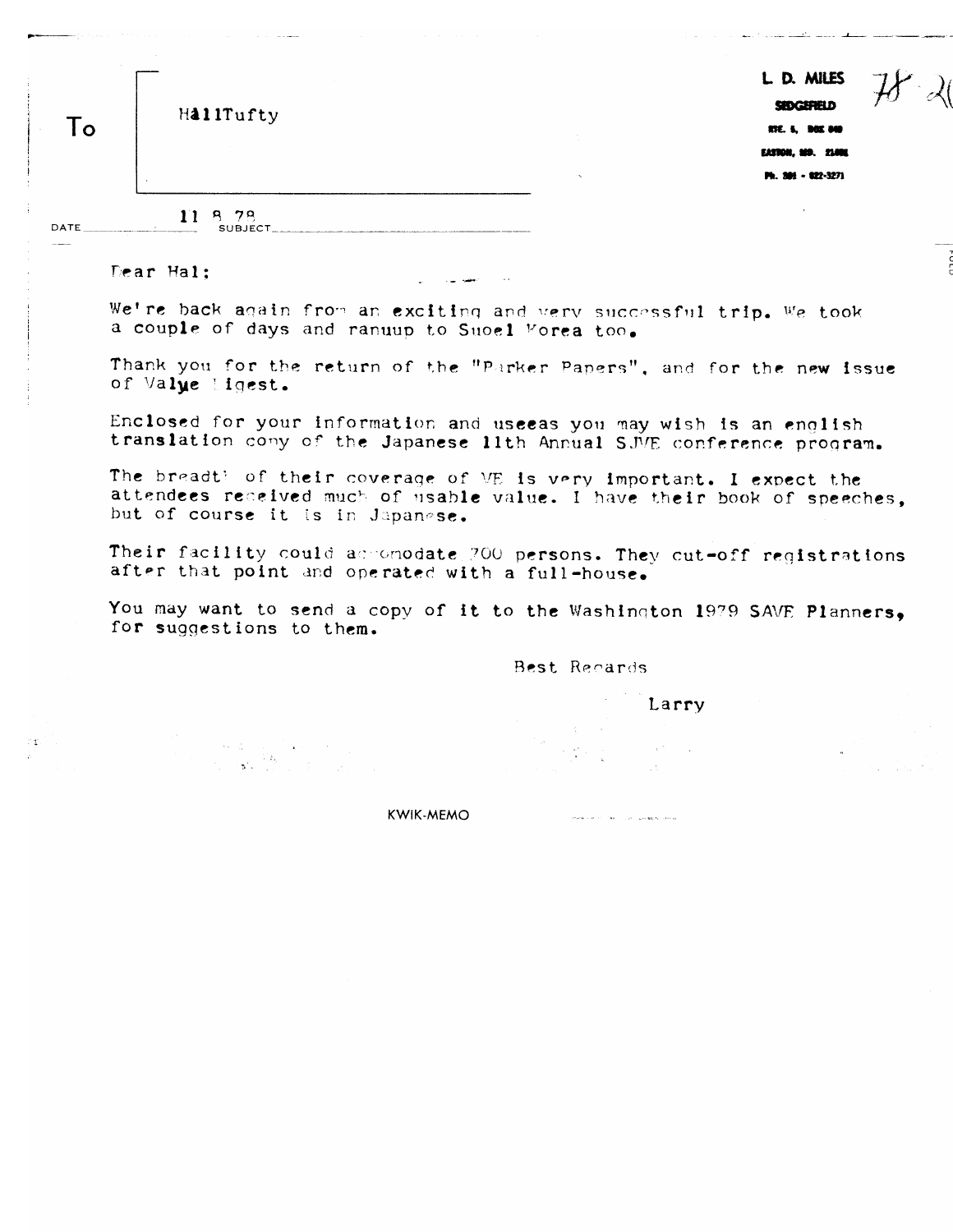To HallTufty

L. D. MILES
SEDGEFIELD
RTE. 5, BOX 040
EASTON, MD. 21601
Ph. 301 - 822-3271

78-2(

DATE 11 8 78 SUBJECT

Dear Hal:

We're back again from an exciting and very successful trip. We took a couple of days and ranuup to Suoel Korea too.

Thank you for the return of the "Parker Papers", and for the new issue of Valye Digest.

Enclosed for your information and useeas you may wish is an english translation copy of the Japanese 11th Annual SJVE conference program.

The breadth of their coverage of VE is very important. I expect the attendees received much of usable value. I have their book of speeches, but of course it is in Japanese.

Their facility could accomodate 700 persons. They cut-off registrations after that point and operated with a full-house.

You may want to send a copy of it to the Washington 1979 SAVE Planners, for suggestions to them.

Best Regards

Larry

KWIK-MEMO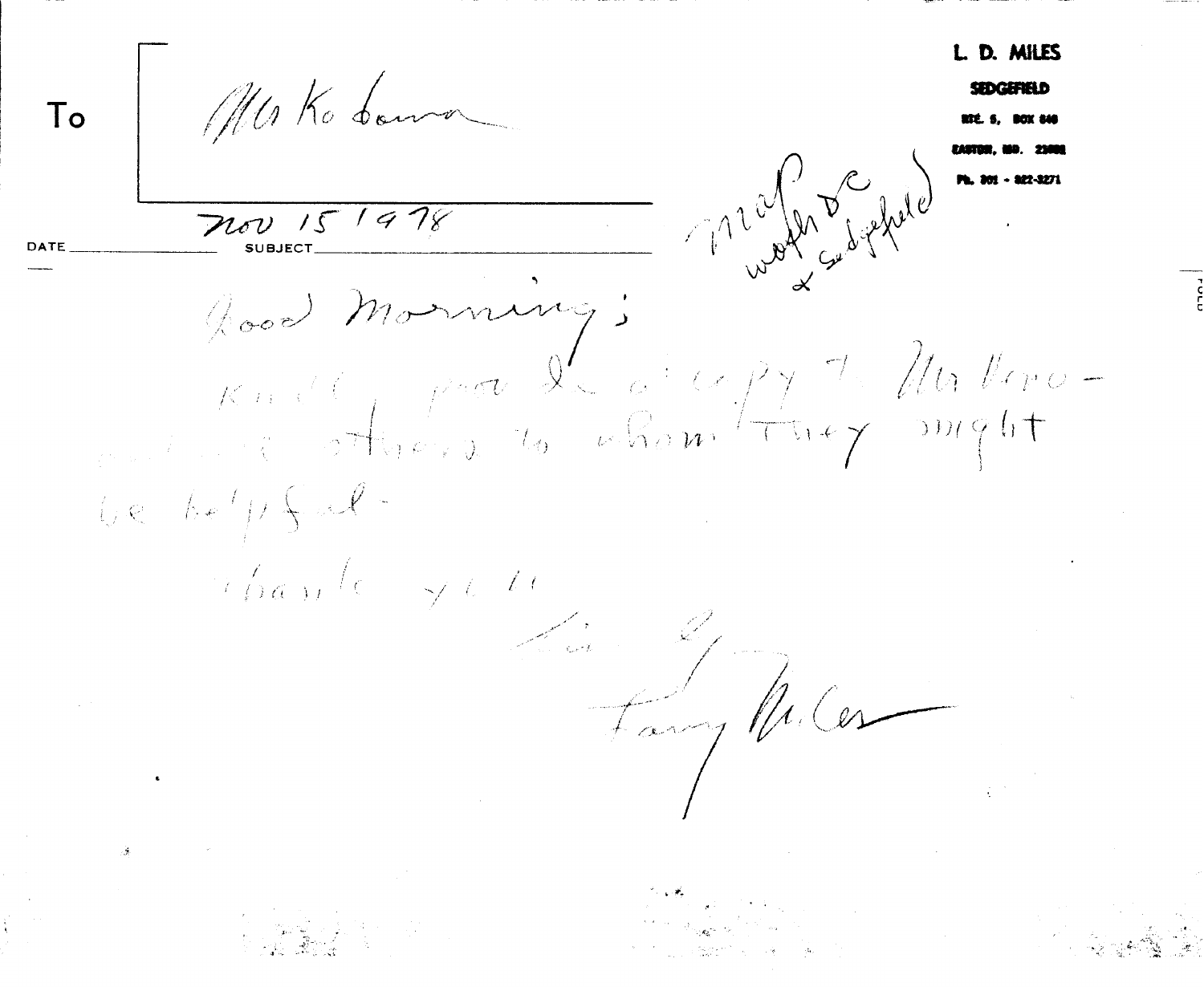**L. D. MILES**

**SEDGEFIELD**

RTE. 5, BOX 840

EASTON, MD. 21601

Ph. 301 - 822-3271

To: Mr Kobana

DATE: Nov 15 1978

SUBJECT:

map of wash DC & Sedgefield

Good Morning;

Kindly pass the copy to Mr Koro- and others to whom they might be helpful.

thank you

Sincerely

Larry Miles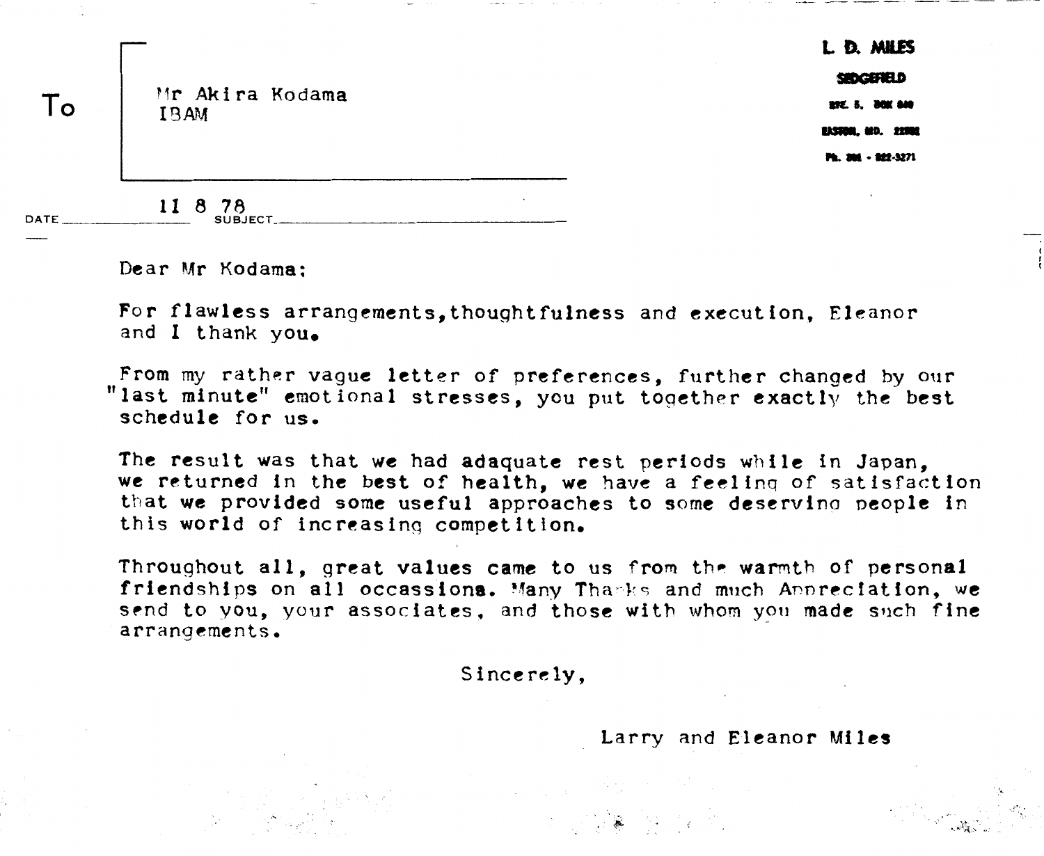L. D. MILES
SEDGEFIELD
RFE. 5, BOX 840
EASTON, MD. 21601
Ph. 301 - 822-3271

To

Mr Akira Kodama
IBAM

DATE 11 8 78 SUBJECT

Dear Mr Kodama:

For flawless arrangements,thoughtfulness and execution, Eleanor and I thank you.

From my rather vague letter of preferences, further changed by our "last minute" emotional stresses, you put together exactly the best schedule for us.

The result was that we had adaquate rest periods while in Japan, we returned in the best of health, we have a feeling of satisfaction that we provided some useful approaches to some deserving people in this world of increasing competition.

Throughout all, great values came to us from the warmth of personal friendships on all occassions. Many Thanks and much Appreciation, we send to you, your associates, and those with whom you made such fine arrangements.

Sincerely,

Larry and Eleanor Miles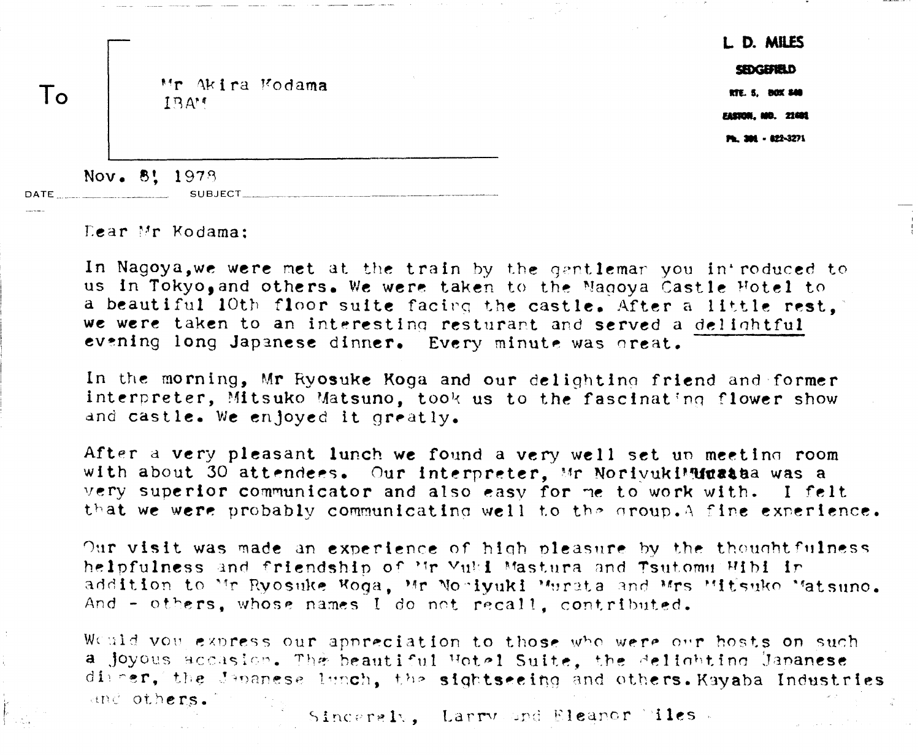**L. D. MILES**

**SEDGEFIELD**

RTE. 5, BOX 848

EASTON, MD. 21601

Ph. 301 - 822-3271

To

Mr Akira Kodama
IBAM

DATE Nov. 8, 1978 SUBJECT

Dear Mr Kodama:

In Nagoya, we were met at the train by the gentleman you introduced to us in Tokyo, and others. We were taken to the Nagoya Castle Hotel to a beautiful 10th floor suite facing the castle. After a little rest, we were taken to an interesting resturant and served a delightful evening long Japanese dinner. Every minute was great.

In the morning, Mr Ryosuke Koga and our delighting friend and former interpreter, Mitsuko Matsuno, took us to the fascinating flower show and castle. We enjoyed it greatly.

After a very pleasant lunch we found a very well set up meeting room with about 30 attendees. Our interpreter, Mr Noriyuki Murata was a very superior communicator and also easy for me to work with. I felt that we were probably communicating well to the group. A fine experience.

Our visit was made an experience of high pleasure by the thoughtfulness helpfulness and friendship of Mr Yuki Mastura and Tsutomu Hibi in addition to Mr Ryosuke Koga, Mr Noriyuki Murata and Mrs Mitsuko Matsuno. And - others, whose names I do not recall, contributed.

Would you express our appreciation to those who were our hosts on such a joyous occasion. The beautiful Hotel Suite, the delighting Japanese dinner, the Japanese lunch, the sightseeing and others. Kayaba Industries and others.

Sincerely, Larry and Eleanor Miles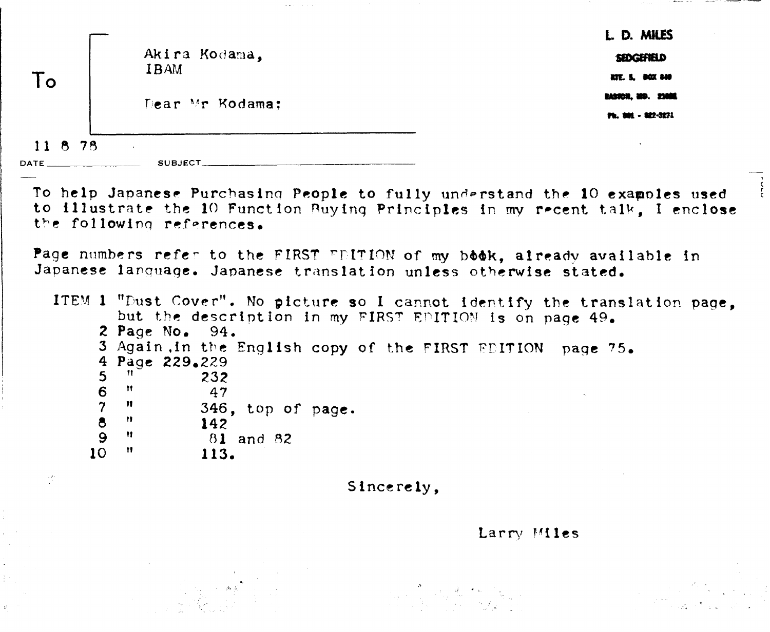To

Akira Kodama,
IBAM

Dear Mr Kodama:

**L. D. MILES**
**SEDGEFIELD**
RTE. 5, BOX 840
EASTON, MD. 21601
Ph. 301 - 822-3271

DATE 11 8 78 SUBJECT

To help Japanese Purchasing People to fully understand the 10 examples used to illustrate the 10 Function Buying Principles in my recent talk, I enclose the following references.

Page numbers refer to the FIRST EDITION of my book, already available in Japanese language. Japanese translation unless otherwise stated.

ITEM 1 "Dust Cover". No picture so I cannot identify the translation page, but the description in my FIRST EDITION is on page 49.
2 Page No. 94.
3 Again, in the English copy of the FIRST EDITION page 75.
4 Page 229.229
5 " 232
6 " 47
7 " 346, top of page.
8 " 142
9 " 81 and 82
10 " 113.

Sincerely,

Larry Miles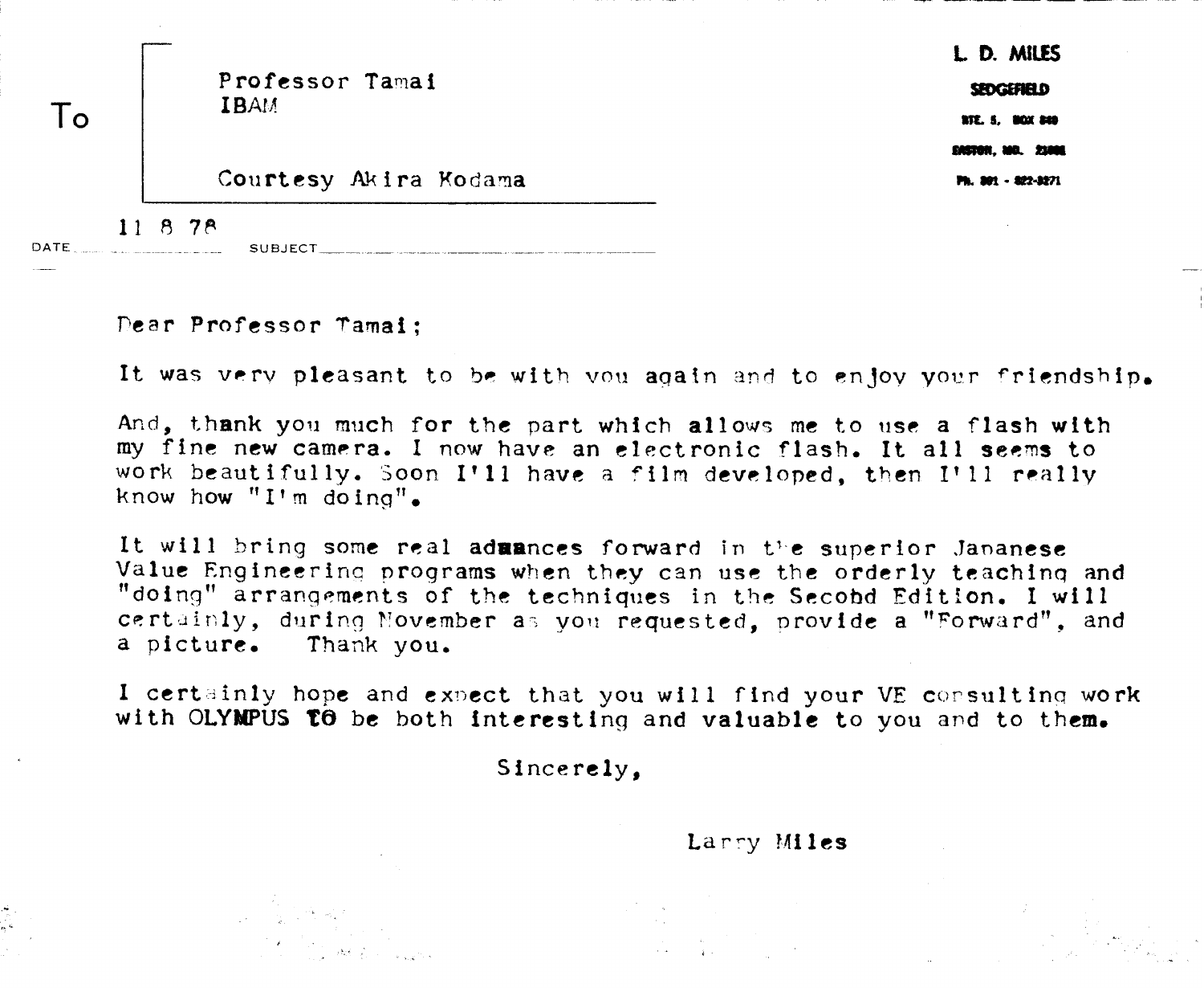To

Professor Tamai
IBAM

Courtesy Akira Kodama

**L. D. MILES**
**SEDGEFIELD**
RTE. 5, BOX 840
EASTON, MD. 21601
PH. 301 - 822-3271

DATE 11 8 78 SUBJECT

Dear Professor Tamai;

It was very pleasant to be with you again and to enjoy your friendship.

And, thank you much for the part which allows me to use a flash with my fine new camera. I now have an electronic flash. It all seems to work beautifully. Soon I'll have a film developed, then I'll really know how "I'm doing".

It will bring some real advances forward in the superior Japanese Value Engineering programs when they can use the orderly teaching and "doing" arrangements of the techniques in the Secobd Edition. I will certainly, during November as you requested, provide a "Forward", and a picture. Thank you.

I certainly hope and expect that you will find your VE consulting work with OLYMPUS TO be both interesting and valuable to you and to them.

Sincerely,

Larry Miles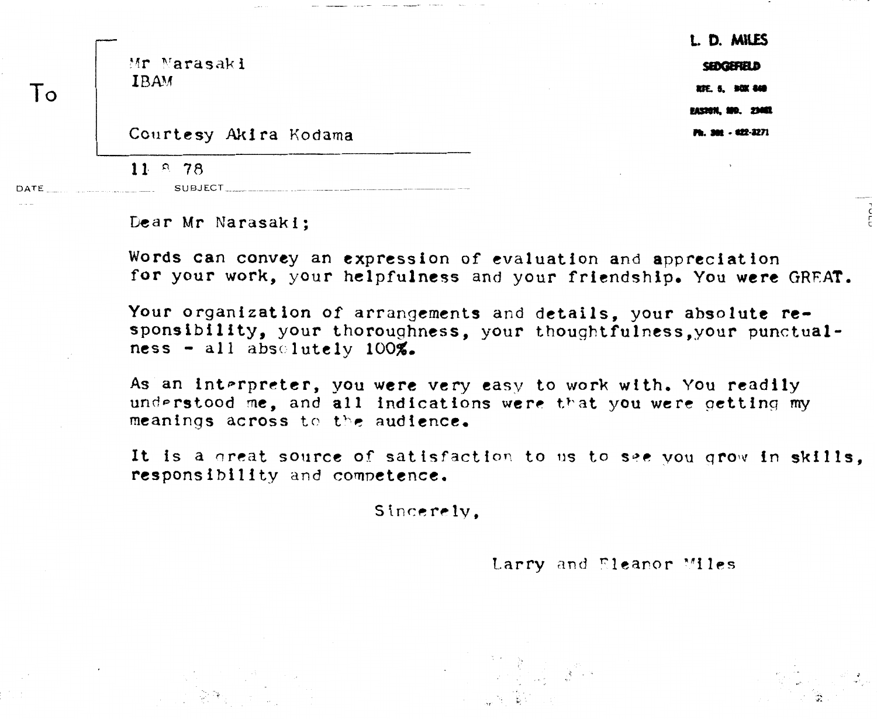To

Mr Narasaki
IBAM

Courtesy Akira Kodama

**L. D. MILES**
**SEDGEFIELD**
RTE. 5, BOX 840
EASTON, MD. 21601
Ph. 301 - 822-3271

DATE 11 8 78 SUBJECT

Dear Mr Narasaki;

Words can convey an expression of evaluation and appreciation for your work, your helpfulness and your friendship. You were GREAT.

Your organization of arrangements and details, your absolute responsibility, your thoroughness, your thoughtfulness, your punctualness - all absolutely 100%.

As an interpreter, you were very easy to work with. You readily understood me, and all indications were that you were getting my meanings across to the audience.

It is a great source of satisfaction to us to see you grow in skills, responsibility and competence.

Sincerely,

Larry and Eleanor Miles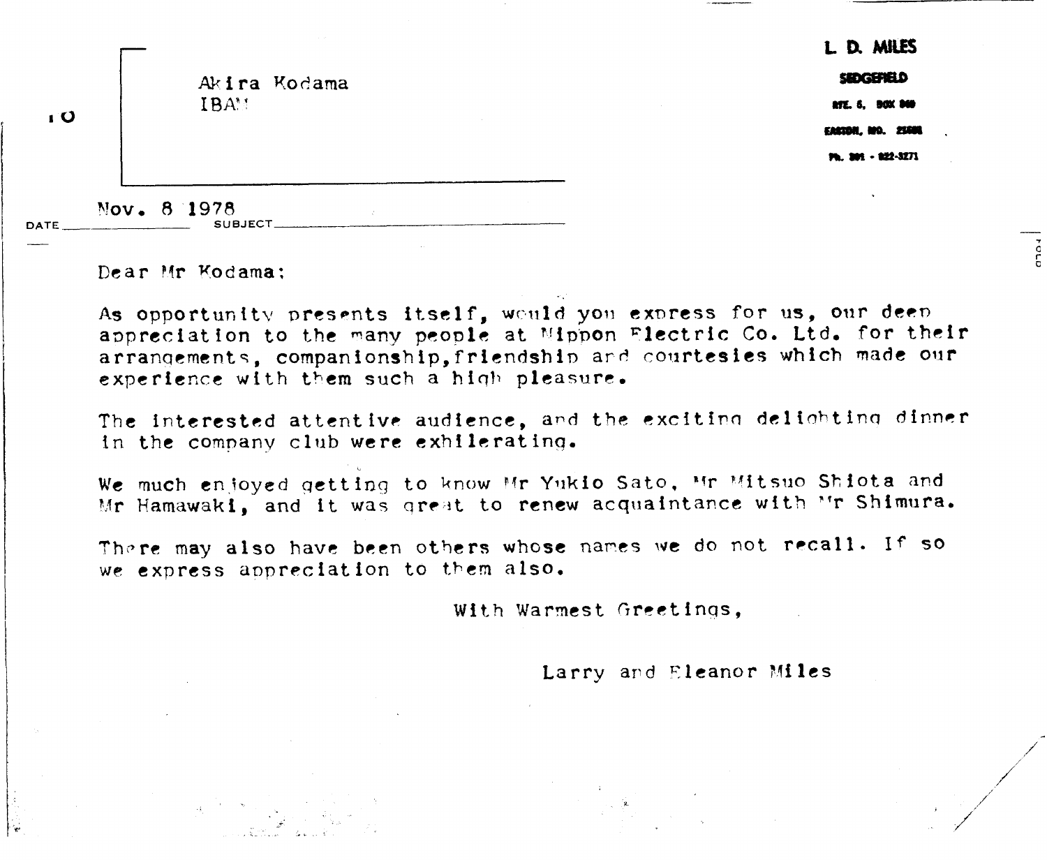**L. D. MILES**

**SEDGEFIELD**

RTE. 5, BOX 840

EASTON, MD. 21601

Ph. 301 - 822-3271

TO

Akira Kodama
IBAM

DATE Nov. 8 1978 SUBJECT

Dear Mr Kodama:

As opportunity presents itself, would you express for us, our deep appreciation to the many people at Nippon Electric Co. Ltd. for their arrangements, companionship, friendship and courtesies which made our experience with them such a high pleasure.

The interested attentive audience, and the exciting delighting dinner in the company club were exhilerating.

We much enjoyed getting to know Mr Yukio Sato, Mr Mitsuo Shiota and Mr Hamawaki, and it was great to renew acquaintance with Mr Shimura.

There may also have been others whose names we do not recall. If so we express appreciation to them also.

With Warmest Greetings,

Larry and Eleanor Miles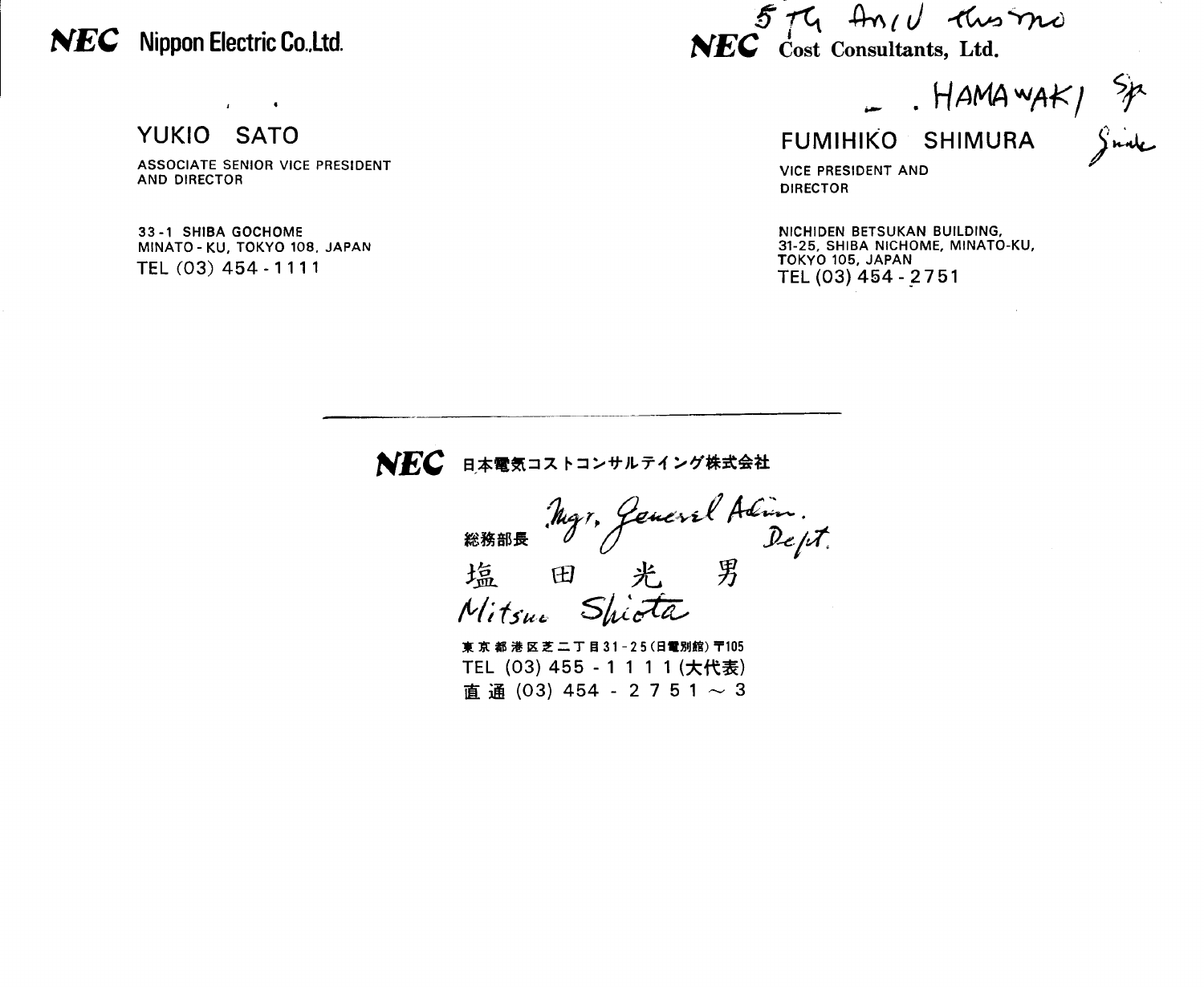**NEC** Nippon Electric Co.,Ltd.

YUKIO SATO

ASSOCIATE SENIOR VICE PRESIDENT AND DIRECTOR

33-1 SHIBA GOCHOME
MINATO-KU, TOKYO 108, JAPAN
TEL (03) 454-1111

---

5 TG Anil thismo

**NEC** Cost Consultants, Ltd.

– . HAMAWAKI Sp
Snake

FUMIHIKO SHIMURA

VICE PRESIDENT AND DIRECTOR

NICHIDEN BETSUKAN BUILDING,
31-25, SHIBA NICHOME, MINATO-KU,
TOKYO 105, JAPAN
TEL (03) 454-2751

---

**NEC** 日本電気コストコンサルティング株式会社

総務部長 Mgr, General Admin. Dept.

塩　田　光　男
Mitsuo Shiota

東京都港区芝二丁目31-25(日電別館)〒105
TEL (03) 455-1111(大代表)
直通 (03) 454-2751～3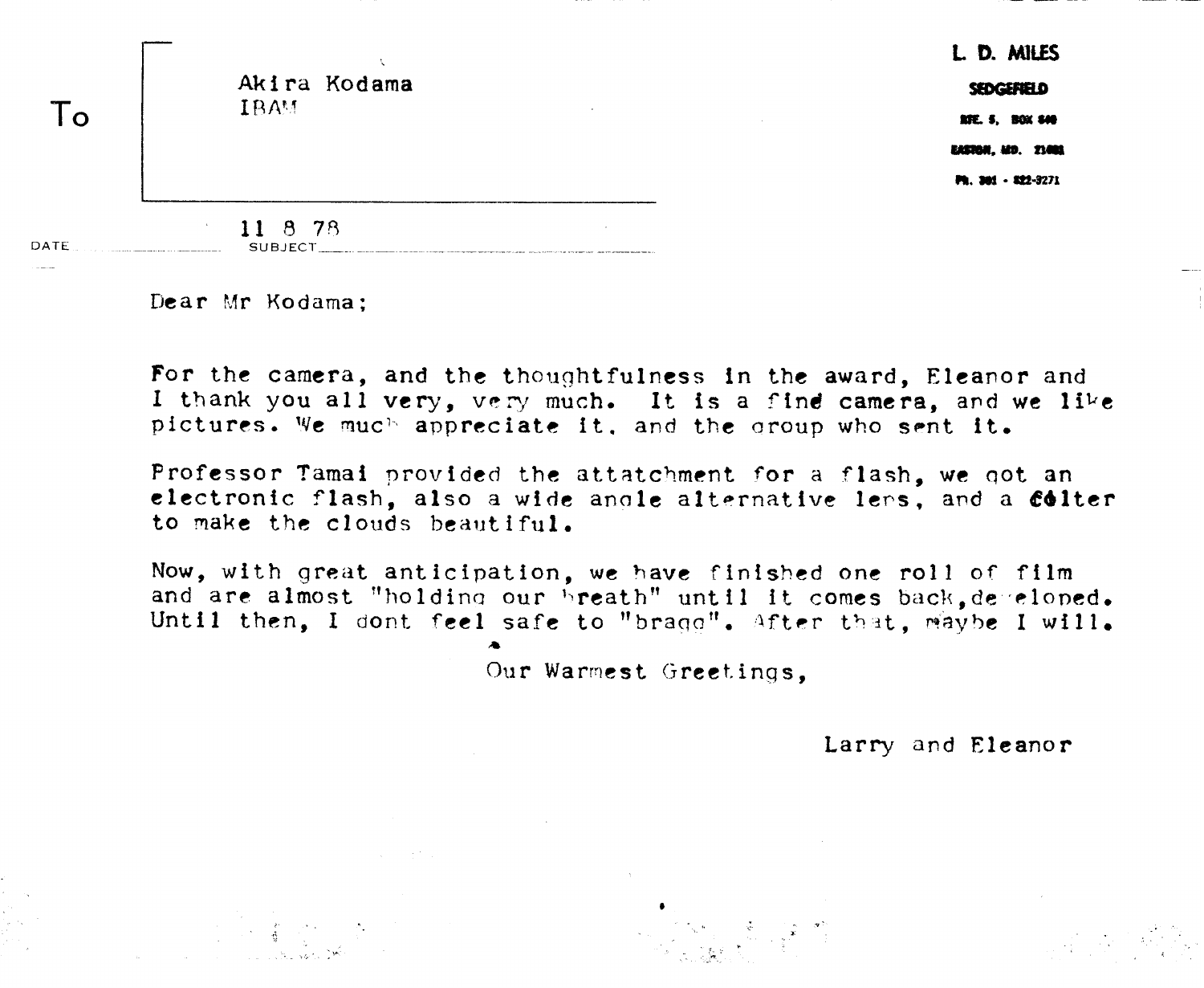To

Akira Kodama
IBAM

L. D. MILES
SEDGEFIELD
RTE. 5, BOX 840
EASTON, MD. 21601
PH. 301 - 822-3271

DATE 11 8 78 SUBJECT

Dear Mr Kodama;

For the camera, and the thoughtfulness in the award, Eleanor and I thank you all very, very much. It is a fine camera, and we like pictures. We much appreciate it, and the group who sent it.

Professor Tamai provided the attatchment for a flash, we got an electronic flash, also a wide angle alternative lens, and a filter to make the clouds beautiful.

Now, with great anticipation, we have finished one roll of film and are almost "holding our breath" until it comes back, developed. Until then, I dont feel safe to "bragg". After that, maybe I will.

Our Warmest Greetings,

Larry and Eleanor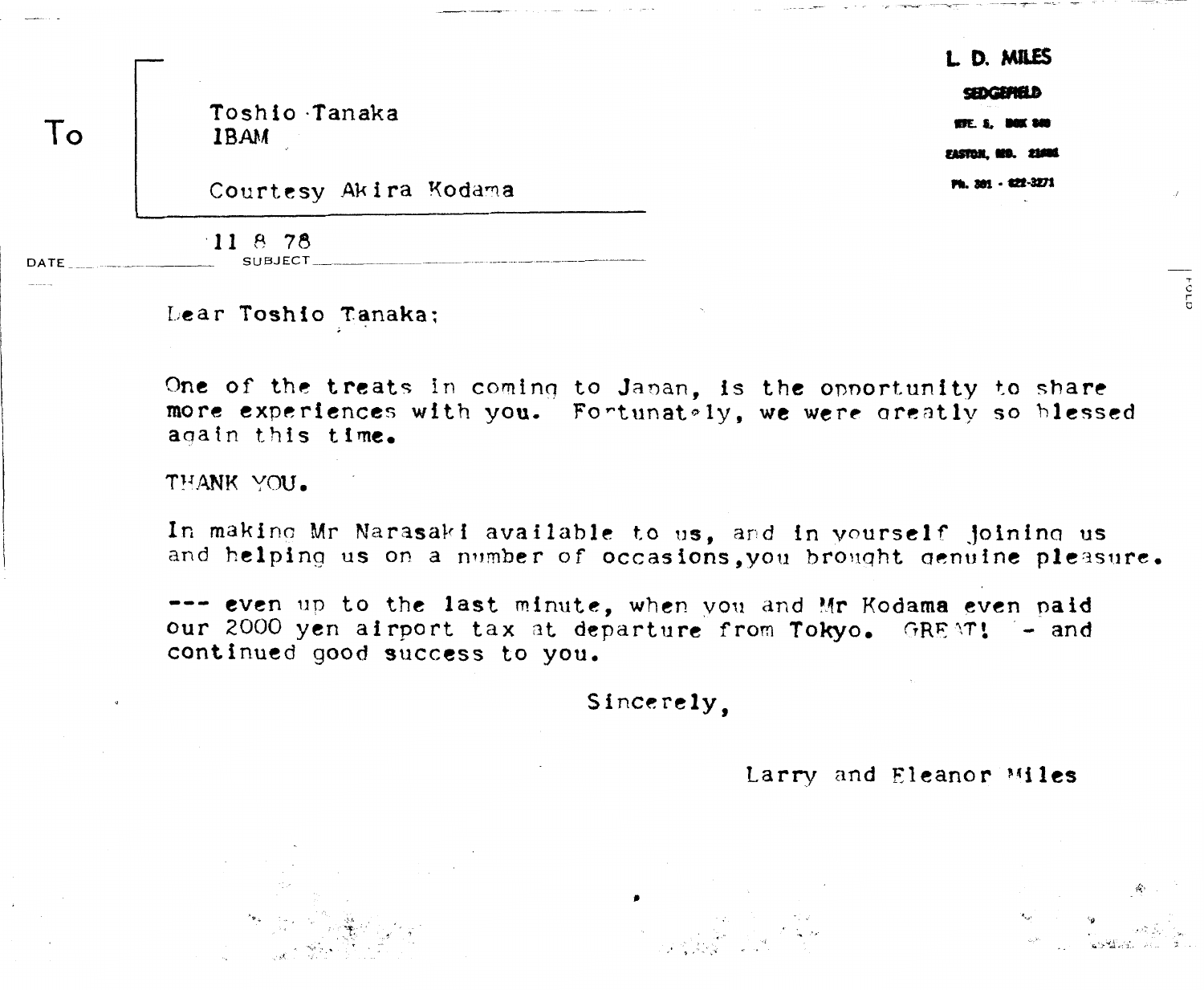To

Toshio Tanaka
IBAM

Courtesy Akira Kodama

L. D. MILES
SEDGEFIELD
RTE. 5, BOX 540
EASTON, MD. 21601
Ph. 301 - 822-3271

DATE 11 8 78 SUBJECT

Lear Toshio Tanaka;

One of the treats in coming to Japan, is the opportunity to share more experiences with you. Fortunately, we were greatly so blessed again this time.

THANK YOU.

In making Mr Narasaki available to us, and in yourself joining us and helping us on a number of occasions, you brought genuine pleasure.

--- even up to the last minute, when you and Mr Kodama even paid our 2000 yen airport tax at departure from Tokyo. GREAT! - and continued good success to you.

Sincerely,

Larry and Eleanor Miles